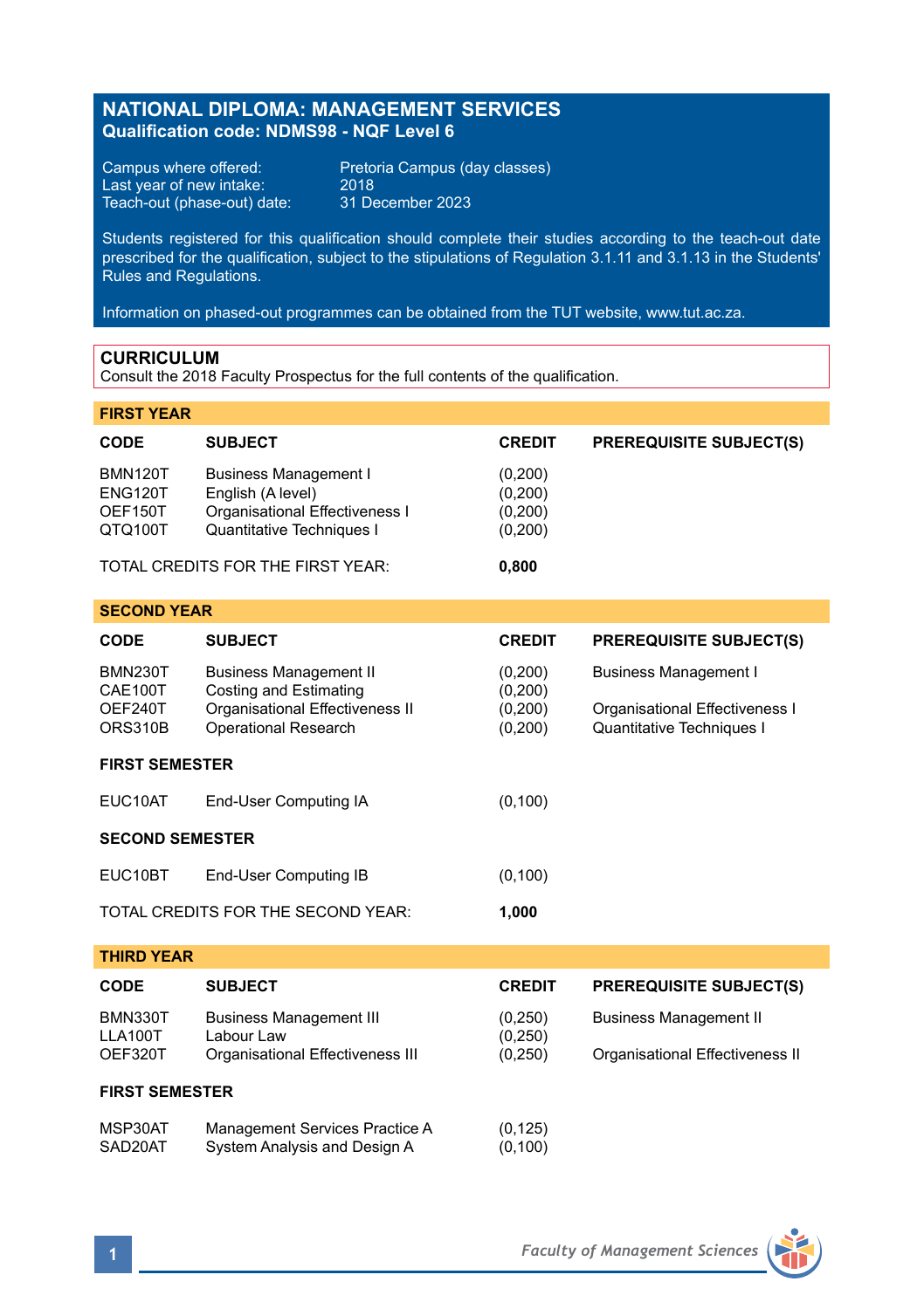# NATIONAL DIPLOMA: MANAGEMENT SERVICES

**Qualification code: NDMS98 - NQF Level 6**

Campus where offered: Pretoria Campus (day classes)
Last year of new intake: 2018
Teach-out (phase-out) date: 31 December 2023

Students registered for this qualification should complete their studies according to the teach-out date prescribed for the qualification, subject to the stipulations of Regulation 3.1.11 and 3.1.13 in the Students' Rules and Regulations.

Information on phased-out programmes can be obtained from the TUT website, www.tut.ac.za.

## CURRICULUM

Consult the 2018 Faculty Prospectus for the full contents of the qualification.

### FIRST YEAR

| CODE | SUBJECT | CREDIT | PREREQUISITE SUBJECT(S) |
|---|---|---|---|
| BMN120T | Business Management I | (0,200) | |
| ENG120T | English (A level) | (0,200) | |
| OEF150T | Organisational Effectiveness I | (0,200) | |
| QTQ100T | Quantitative Techniques I | (0,200) | |
| | TOTAL CREDITS FOR THE FIRST YEAR: | **0,800** | |

### SECOND YEAR

| CODE | SUBJECT | CREDIT | PREREQUISITE SUBJECT(S) |
|---|---|---|---|
| BMN230T | Business Management II | (0,200) | Business Management I |
| CAE100T | Costing and Estimating | (0,200) | |
| OEF240T | Organisational Effectiveness II | (0,200) | Organisational Effectiveness I |
| ORS310B | Operational Research | (0,200) | Quantitative Techniques I |
| **FIRST SEMESTER** | | | |
| EUC10AT | End-User Computing IA | (0,100) | |
| **SECOND SEMESTER** | | | |
| EUC10BT | End-User Computing IB | (0,100) | |
| | TOTAL CREDITS FOR THE SECOND YEAR: | **1,000** | |

### THIRD YEAR

| CODE | SUBJECT | CREDIT | PREREQUISITE SUBJECT(S) |
|---|---|---|---|
| BMN330T | Business Management III | (0,250) | Business Management II |
| LLA100T | Labour Law | (0,250) | |
| OEF320T | Organisational Effectiveness III | (0,250) | Organisational Effectiveness II |
| **FIRST SEMESTER** | | | |
| MSP30AT | Management Services Practice A | (0,125) | |
| SAD20AT | System Analysis and Design A | (0,100) | |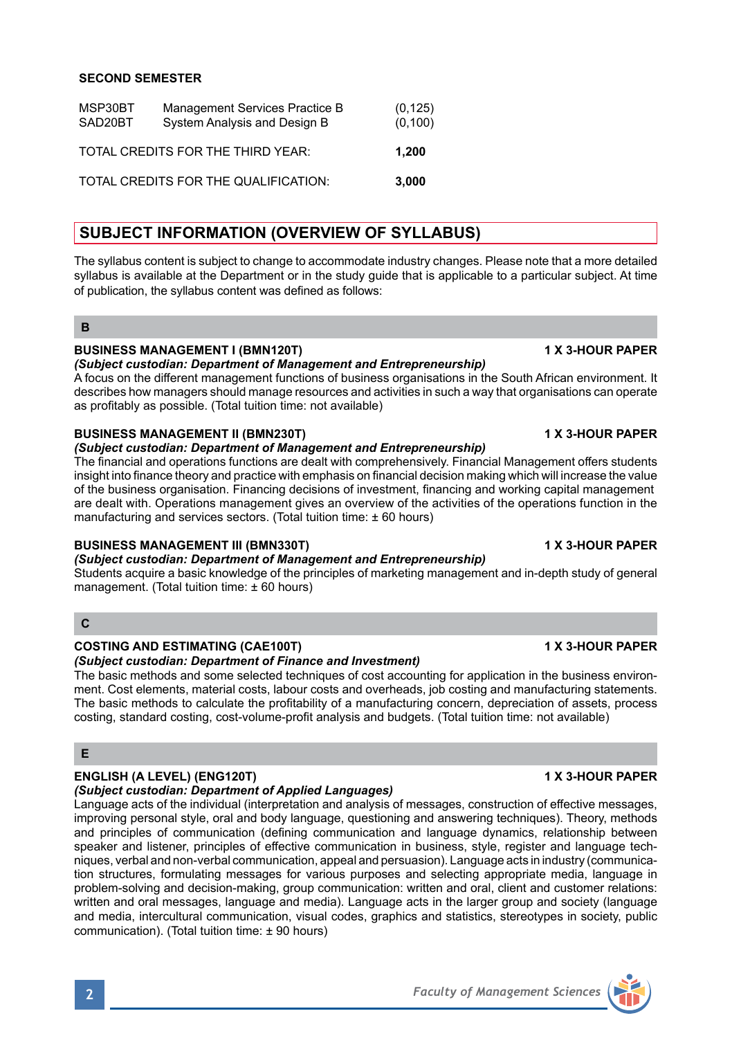**SECOND SEMESTER**

| | | |
|---|---|---|
| MSP30BT | Management Services Practice B | (0,125) |
| SAD20BT | System Analysis and Design B | (0,100) |

TOTAL CREDITS FOR THE THIRD YEAR: **1,200**

TOTAL CREDITS FOR THE QUALIFICATION: **3,000**

## SUBJECT INFORMATION (OVERVIEW OF SYLLABUS)

The syllabus content is subject to change to accommodate industry changes. Please note that a more detailed syllabus is available at the Department or in the study guide that is applicable to a particular subject. At time of publication, the syllabus content was defined as follows:

### B

**BUSINESS MANAGEMENT I (BMN120T) — 1 X 3-HOUR PAPER**
***(Subject custodian: Department of Management and Entrepreneurship)***
A focus on the different management functions of business organisations in the South African environment. It describes how managers should manage resources and activities in such a way that organisations can operate as profitably as possible. (Total tuition time: not available)

**BUSINESS MANAGEMENT II (BMN230T) — 1 X 3-HOUR PAPER**
***(Subject custodian: Department of Management and Entrepreneurship)***
The financial and operations functions are dealt with comprehensively. Financial Management offers students insight into finance theory and practice with emphasis on financial decision making which will increase the value of the business organisation. Financing decisions of investment, financing and working capital management are dealt with. Operations management gives an overview of the activities of the operations function in the manufacturing and services sectors. (Total tuition time: ± 60 hours)

**BUSINESS MANAGEMENT III (BMN330T) — 1 X 3-HOUR PAPER**
***(Subject custodian: Department of Management and Entrepreneurship)***
Students acquire a basic knowledge of the principles of marketing management and in-depth study of general management. (Total tuition time: ± 60 hours)

### C

**COSTING AND ESTIMATING (CAE100T) — 1 X 3-HOUR PAPER**
***(Subject custodian: Department of Finance and Investment)***
The basic methods and some selected techniques of cost accounting for application in the business environment. Cost elements, material costs, labour costs and overheads, job costing and manufacturing statements. The basic methods to calculate the profitability of a manufacturing concern, depreciation of assets, process costing, standard costing, cost-volume-profit analysis and budgets. (Total tuition time: not available)

### E

**ENGLISH (A LEVEL) (ENG120T) — 1 X 3-HOUR PAPER**
***(Subject custodian: Department of Applied Languages)***
Language acts of the individual (interpretation and analysis of messages, construction of effective messages, improving personal style, oral and body language, questioning and answering techniques). Theory, methods and principles of communication (defining communication and language dynamics, relationship between speaker and listener, principles of effective communication in business, style, register and language techniques, verbal and non-verbal communication, appeal and persuasion). Language acts in industry (communication structures, formulating messages for various purposes and selecting appropriate media, language in problem-solving and decision-making, group communication: written and oral, client and customer relations: written and oral messages, language and media). Language acts in the larger group and society (language and media, intercultural communication, visual codes, graphics and statistics, stereotypes in society, public communication). (Total tuition time: ± 90 hours)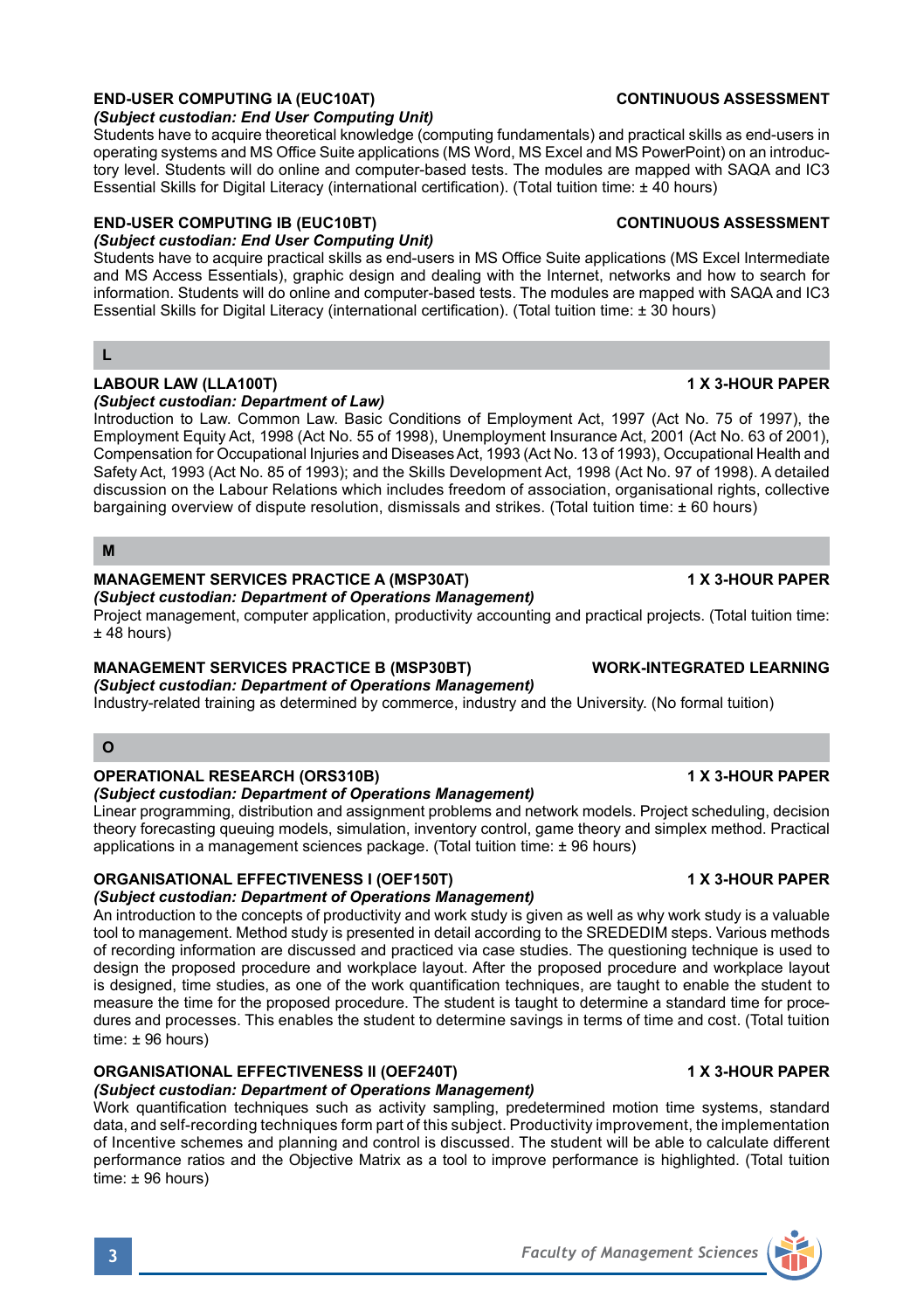### END-USER COMPUTING IA (EUC10AT) — CONTINUOUS ASSESSMENT

*(Subject custodian: End User Computing Unit)*

Students have to acquire theoretical knowledge (computing fundamentals) and practical skills as end-users in operating systems and MS Office Suite applications (MS Word, MS Excel and MS PowerPoint) on an introductory level. Students will do online and computer-based tests. The modules are mapped with SAQA and IC3 Essential Skills for Digital Literacy (international certification). (Total tuition time: ± 40 hours)

### END-USER COMPUTING IB (EUC10BT) — CONTINUOUS ASSESSMENT

*(Subject custodian: End User Computing Unit)*

Students have to acquire practical skills as end-users in MS Office Suite applications (MS Excel Intermediate and MS Access Essentials), graphic design and dealing with the Internet, networks and how to search for information. Students will do online and computer-based tests. The modules are mapped with SAQA and IC3 Essential Skills for Digital Literacy (international certification). (Total tuition time: ± 30 hours)

## L

### LABOUR LAW (LLA100T) — 1 X 3-HOUR PAPER

*(Subject custodian: Department of Law)*

Introduction to Law. Common Law. Basic Conditions of Employment Act, 1997 (Act No. 75 of 1997), the Employment Equity Act, 1998 (Act No. 55 of 1998), Unemployment Insurance Act, 2001 (Act No. 63 of 2001), Compensation for Occupational Injuries and Diseases Act, 1993 (Act No. 13 of 1993), Occupational Health and Safety Act, 1993 (Act No. 85 of 1993); and the Skills Development Act, 1998 (Act No. 97 of 1998). A detailed discussion on the Labour Relations which includes freedom of association, organisational rights, collective bargaining overview of dispute resolution, dismissals and strikes. (Total tuition time: ± 60 hours)

## M

### MANAGEMENT SERVICES PRACTICE A (MSP30AT) — 1 X 3-HOUR PAPER

*(Subject custodian: Department of Operations Management)*

Project management, computer application, productivity accounting and practical projects. (Total tuition time: ± 48 hours)

### MANAGEMENT SERVICES PRACTICE B (MSP30BT) — WORK-INTEGRATED LEARNING

*(Subject custodian: Department of Operations Management)*

Industry-related training as determined by commerce, industry and the University. (No formal tuition)

## O

### OPERATIONAL RESEARCH (ORS310B) — 1 X 3-HOUR PAPER

*(Subject custodian: Department of Operations Management)*

Linear programming, distribution and assignment problems and network models. Project scheduling, decision theory forecasting queuing models, simulation, inventory control, game theory and simplex method. Practical applications in a management sciences package. (Total tuition time: ± 96 hours)

### ORGANISATIONAL EFFECTIVENESS I (OEF150T) — 1 X 3-HOUR PAPER

*(Subject custodian: Department of Operations Management)*

An introduction to the concepts of productivity and work study is given as well as why work study is a valuable tool to management. Method study is presented in detail according to the SREDEDIM steps. Various methods of recording information are discussed and practiced via case studies. The questioning technique is used to design the proposed procedure and workplace layout. After the proposed procedure and workplace layout is designed, time studies, as one of the work quantification techniques, are taught to enable the student to measure the time for the proposed procedure. The student is taught to determine a standard time for procedures and processes. This enables the student to determine savings in terms of time and cost. (Total tuition time: ± 96 hours)

### ORGANISATIONAL EFFECTIVENESS II (OEF240T) — 1 X 3-HOUR PAPER

*(Subject custodian: Department of Operations Management)*

Work quantification techniques such as activity sampling, predetermined motion time systems, standard data, and self-recording techniques form part of this subject. Productivity improvement, the implementation of Incentive schemes and planning and control is discussed. The student will be able to calculate different performance ratios and the Objective Matrix as a tool to improve performance is highlighted. (Total tuition time: ± 96 hours)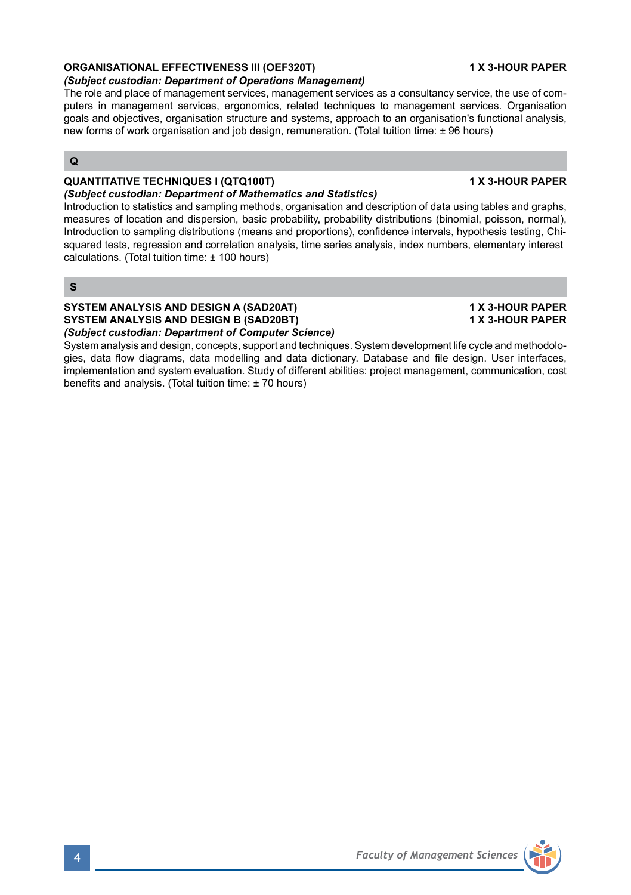**ORGANISATIONAL EFFECTIVENESS III (OEF320T)** **1 X 3-HOUR PAPER**
***(Subject custodian: Department of Operations Management)***
The role and place of management services, management services as a consultancy service, the use of computers in management services, ergonomics, related techniques to management services. Organisation goals and objectives, organisation structure and systems, approach to an organisation's functional analysis, new forms of work organisation and job design, remuneration. (Total tuition time: ± 96 hours)

## Q

**QUANTITATIVE TECHNIQUES I (QTQ100T)** **1 X 3-HOUR PAPER**
***(Subject custodian: Department of Mathematics and Statistics)***
Introduction to statistics and sampling methods, organisation and description of data using tables and graphs, measures of location and dispersion, basic probability, probability distributions (binomial, poisson, normal), Introduction to sampling distributions (means and proportions), confidence intervals, hypothesis testing, Chi-squared tests, regression and correlation analysis, time series analysis, index numbers, elementary interest calculations. (Total tuition time: ± 100 hours)

## S

**SYSTEM ANALYSIS AND DESIGN A (SAD20AT)** **1 X 3-HOUR PAPER**
**SYSTEM ANALYSIS AND DESIGN B (SAD20BT)** **1 X 3-HOUR PAPER**
***(Subject custodian: Department of Computer Science)***
System analysis and design, concepts, support and techniques. System development life cycle and methodologies, data flow diagrams, data modelling and data dictionary. Database and file design. User interfaces, implementation and system evaluation. Study of different abilities: project management, communication, cost benefits and analysis. (Total tuition time: ± 70 hours)